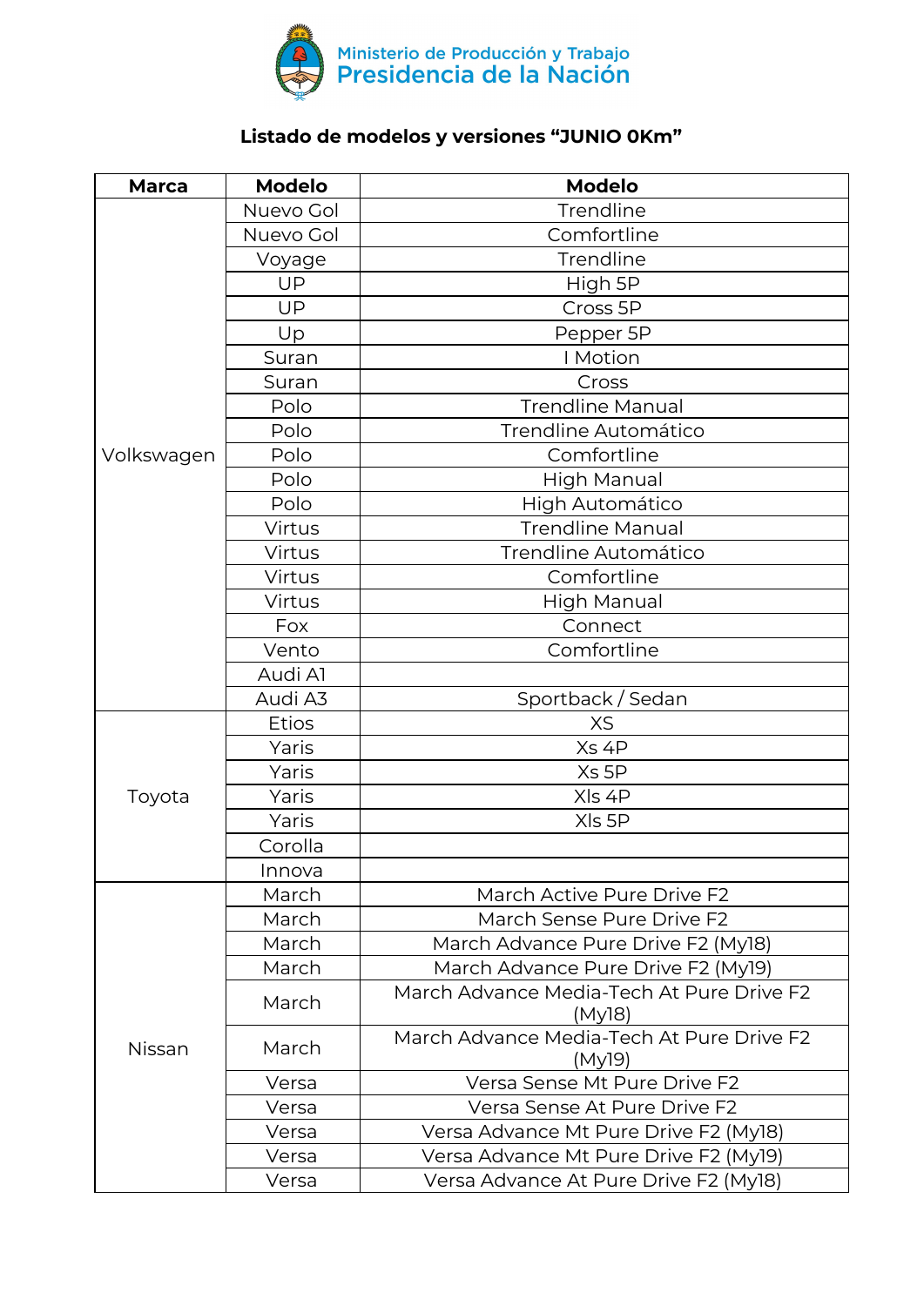Ministerio de Producción y Trabajo
Presidencia de la Nación

## Listado de modelos y versiones "JUNIO 0Km"

| Marca | Modelo | Modelo |
|---|---|---|
| Volkswagen | Nuevo Gol | Trendline |
| | Nuevo Gol | Comfortline |
| | Voyage | Trendline |
| | UP | High 5P |
| | UP | Cross 5P |
| | Up | Pepper 5P |
| | Suran | I Motion |
| | Suran | Cross |
| | Polo | Trendline Manual |
| | Polo | Trendline Automático |
| | Polo | Comfortline |
| | Polo | High Manual |
| | Polo | High Automático |
| | Virtus | Trendline Manual |
| | Virtus | Trendline Automático |
| | Virtus | Comfortline |
| | Virtus | High Manual |
| | Fox | Connect |
| | Vento | Comfortline |
| | Audi A1 | |
| | Audi A3 | Sportback / Sedan |
| Toyota | Etios | XS |
| | Yaris | Xs 4P |
| | Yaris | Xs 5P |
| | Yaris | Xls 4P |
| | Yaris | Xls 5P |
| | Corolla | |
| | Innova | |
| Nissan | March | March Active Pure Drive F2 |
| | March | March Sense Pure Drive F2 |
| | March | March Advance Pure Drive F2 (My18) |
| | March | March Advance Pure Drive F2 (My19) |
| | March | March Advance Media-Tech At Pure Drive F2 (My18) |
| | March | March Advance Media-Tech At Pure Drive F2 (My19) |
| | Versa | Versa Sense Mt Pure Drive F2 |
| | Versa | Versa Sense At Pure Drive F2 |
| | Versa | Versa Advance Mt Pure Drive F2 (My18) |
| | Versa | Versa Advance Mt Pure Drive F2 (My19) |
| | Versa | Versa Advance At Pure Drive F2 (My18) |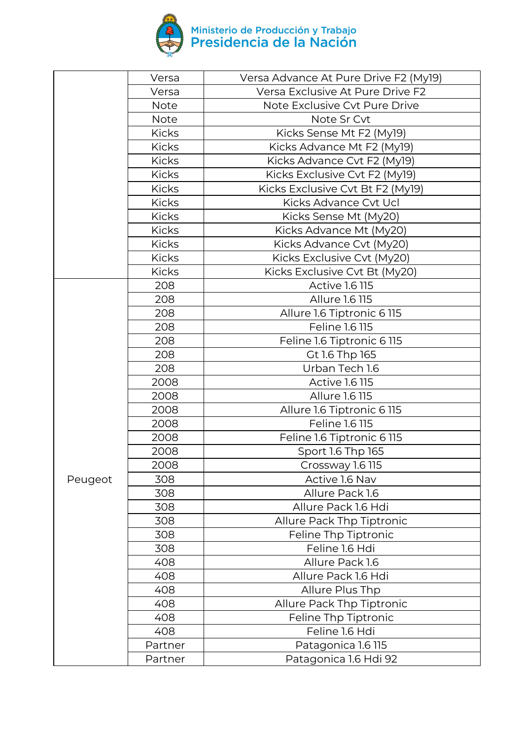| | | |
|---|---|---|
| | Versa | Versa Advance At Pure Drive F2 (My19) |
| | Versa | Versa Exclusive At Pure Drive F2 |
| | Note | Note Exclusive Cvt Pure Drive |
| | Note | Note Sr Cvt |
| | Kicks | Kicks Sense Mt F2 (My19) |
| | Kicks | Kicks Advance Mt F2 (My19) |
| | Kicks | Kicks Advance Cvt F2 (My19) |
| | Kicks | Kicks Exclusive Cvt F2 (My19) |
| | Kicks | Kicks Exclusive Cvt Bt F2 (My19) |
| | Kicks | Kicks Advance Cvt Ucl |
| | Kicks | Kicks Sense Mt (My20) |
| | Kicks | Kicks Advance Mt (My20) |
| | Kicks | Kicks Advance Cvt (My20) |
| | Kicks | Kicks Exclusive Cvt (My20) |
| | Kicks | Kicks Exclusive Cvt Bt (My20) |
| Peugeot | 208 | Active 1.6 115 |
| | 208 | Allure 1.6 115 |
| | 208 | Allure 1.6 Tiptronic 6 115 |
| | 208 | Feline 1.6 115 |
| | 208 | Feline 1.6 Tiptronic 6 115 |
| | 208 | Gt 1.6 Thp 165 |
| | 208 | Urban Tech 1.6 |
| | 2008 | Active 1.6 115 |
| | 2008 | Allure 1.6 115 |
| | 2008 | Allure 1.6 Tiptronic 6 115 |
| | 2008 | Feline 1.6 115 |
| | 2008 | Feline 1.6 Tiptronic 6 115 |
| | 2008 | Sport 1.6 Thp 165 |
| | 2008 | Crossway 1.6 115 |
| | 308 | Active 1.6 Nav |
| | 308 | Allure Pack 1.6 |
| | 308 | Allure Pack 1.6 Hdi |
| | 308 | Allure Pack Thp Tiptronic |
| | 308 | Feline Thp Tiptronic |
| | 308 | Feline 1.6 Hdi |
| | 408 | Allure Pack 1.6 |
| | 408 | Allure Pack 1.6 Hdi |
| | 408 | Allure Plus Thp |
| | 408 | Allure Pack Thp Tiptronic |
| | 408 | Feline Thp Tiptronic |
| | 408 | Feline 1.6 Hdi |
| | Partner | Patagonica 1.6 115 |
| | Partner | Patagonica 1.6 Hdi 92 |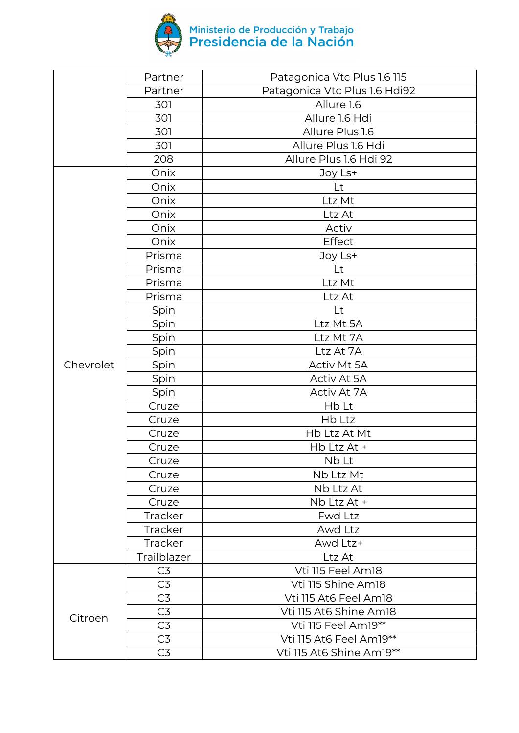| | | |
|---|---|---|
| | Partner | Patagonica Vtc Plus 1.6 115 |
| | Partner | Patagonica Vtc Plus 1.6 Hdi92 |
| | 301 | Allure 1.6 |
| | 301 | Allure 1.6 Hdi |
| | 301 | Allure Plus 1.6 |
| | 301 | Allure Plus 1.6 Hdi |
| | 208 | Allure Plus 1.6 Hdi 92 |
| Chevrolet | Onix | Joy Ls+ |
| | Onix | Lt |
| | Onix | Ltz Mt |
| | Onix | Ltz At |
| | Onix | Activ |
| | Onix | Effect |
| | Prisma | Joy Ls+ |
| | Prisma | Lt |
| | Prisma | Ltz Mt |
| | Prisma | Ltz At |
| | Spin | Lt |
| | Spin | Ltz Mt 5A |
| | Spin | Ltz Mt 7A |
| | Spin | Ltz At 7A |
| | Spin | Activ Mt 5A |
| | Spin | Activ At 5A |
| | Spin | Activ At 7A |
| | Cruze | Hb Lt |
| | Cruze | Hb Ltz |
| | Cruze | Hb Ltz At Mt |
| | Cruze | Hb Ltz At + |
| | Cruze | Nb Lt |
| | Cruze | Nb Ltz Mt |
| | Cruze | Nb Ltz At |
| | Cruze | Nb Ltz At + |
| | Tracker | Fwd Ltz |
| | Tracker | Awd Ltz |
| | Tracker | Awd Ltz+ |
| | Trailblazer | Ltz At |
| Citroen | C3 | Vti 115 Feel Am18 |
| | C3 | Vti 115 Shine Am18 |
| | C3 | Vti 115 At6 Feel Am18 |
| | C3 | Vti 115 At6 Shine Am18 |
| | C3 | Vti 115 Feel Am19** |
| | C3 | Vti 115 At6 Feel Am19** |
| | C3 | Vti 115 At6 Shine Am19** |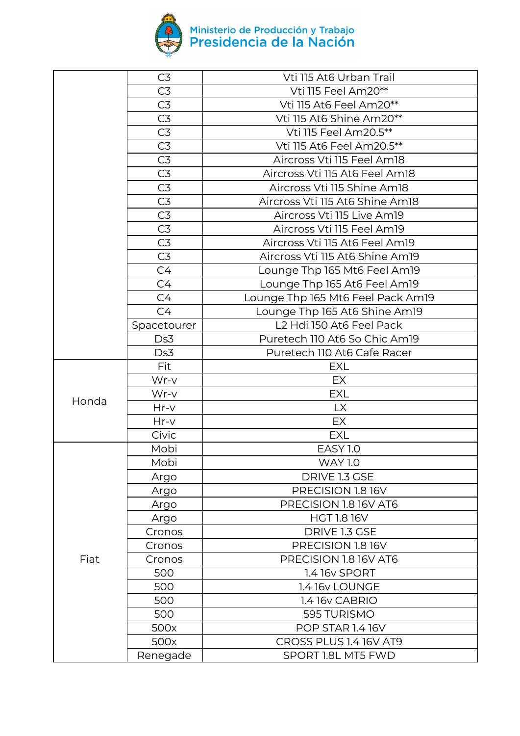| | | |
|---|---|---|
| | C3 | Vti 115 At6 Urban Trail |
| | C3 | Vti 115 Feel Am20** |
| | C3 | Vti 115 At6 Feel Am20** |
| | C3 | Vti 115 At6 Shine Am20** |
| | C3 | Vti 115 Feel Am20.5** |
| | C3 | Vti 115 At6 Feel Am20.5** |
| | C3 | Aircross Vti 115 Feel Am18 |
| | C3 | Aircross Vti 115 At6 Feel Am18 |
| | C3 | Aircross Vti 115 Shine Am18 |
| | C3 | Aircross Vti 115 At6 Shine Am18 |
| | C3 | Aircross Vti 115 Live Am19 |
| | C3 | Aircross Vti 115 Feel Am19 |
| | C3 | Aircross Vti 115 At6 Feel Am19 |
| | C3 | Aircross Vti 115 At6 Shine Am19 |
| | C4 | Lounge Thp 165 Mt6 Feel Am19 |
| | C4 | Lounge Thp 165 At6 Feel Am19 |
| | C4 | Lounge Thp 165 Mt6 Feel Pack Am19 |
| | C4 | Lounge Thp 165 At6 Shine Am19 |
| | Spacetourer | L2 Hdi 150 At6 Feel Pack |
| | Ds3 | Puretech 110 At6 So Chic Am19 |
| | Ds3 | Puretech 110 At6 Cafe Racer |
| Honda | Fit | EXL |
| | Wr-v | EX |
| | Wr-v | EXL |
| | Hr-v | LX |
| | Hr-v | EX |
| | Civic | EXL |
| Fiat | Mobi | EASY 1.0 |
| | Mobi | WAY 1.0 |
| | Argo | DRIVE 1.3 GSE |
| | Argo | PRECISION 1.8 16V |
| | Argo | PRECISION 1.8 16V AT6 |
| | Argo | HGT 1.8 16V |
| | Cronos | DRIVE 1.3 GSE |
| | Cronos | PRECISION 1.8 16V |
| | Cronos | PRECISION 1.8 16V AT6 |
| | 500 | 1.4 16v SPORT |
| | 500 | 1.4 16v LOUNGE |
| | 500 | 1.4 16v CABRIO |
| | 500 | 595 TURISMO |
| | 500x | POP STAR 1.4 16V |
| | 500x | CROSS PLUS 1.4 16V AT9 |
| | Renegade | SPORT 1.8L MT5 FWD |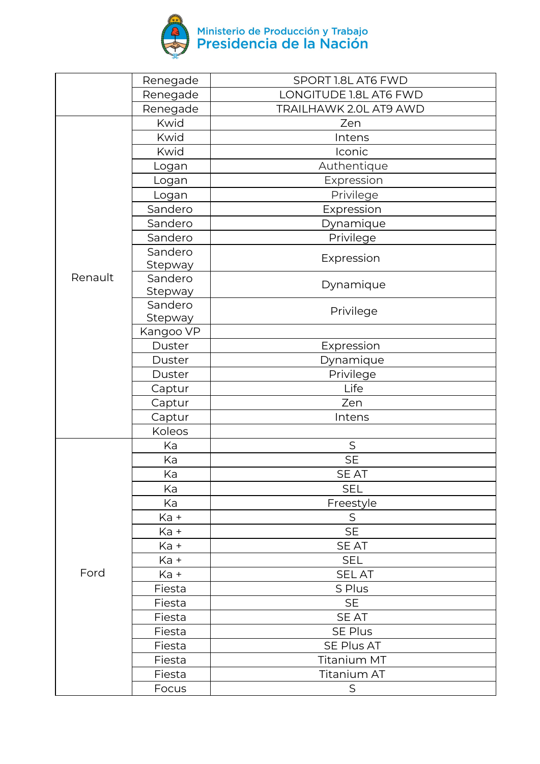| | | |
|---|---|---|
| | Renegade | SPORT 1.8L AT6 FWD |
| | Renegade | LONGITUDE 1.8L AT6 FWD |
| | Renegade | TRAILHAWK 2.0L AT9 AWD |
| Renault | Kwid | Zen |
| | Kwid | Intens |
| | Kwid | Iconic |
| | Logan | Authentique |
| | Logan | Expression |
| | Logan | Privilege |
| | Sandero | Expression |
| | Sandero | Dynamique |
| | Sandero | Privilege |
| | Sandero Stepway | Expression |
| | Sandero Stepway | Dynamique |
| | Sandero Stepway | Privilege |
| | Kangoo VP | |
| | Duster | Expression |
| | Duster | Dynamique |
| | Duster | Privilege |
| | Captur | Life |
| | Captur | Zen |
| | Captur | Intens |
| | Koleos | |
| Ford | Ka | S |
| | Ka | SE |
| | Ka | SE AT |
| | Ka | SEL |
| | Ka | Freestyle |
| | Ka + | S |
| | Ka + | SE |
| | Ka + | SE AT |
| | Ka + | SEL |
| | Ka + | SEL AT |
| | Fiesta | S Plus |
| | Fiesta | SE |
| | Fiesta | SE AT |
| | Fiesta | SE Plus |
| | Fiesta | SE Plus AT |
| | Fiesta | Titanium MT |
| | Fiesta | Titanium AT |
| | Focus | S |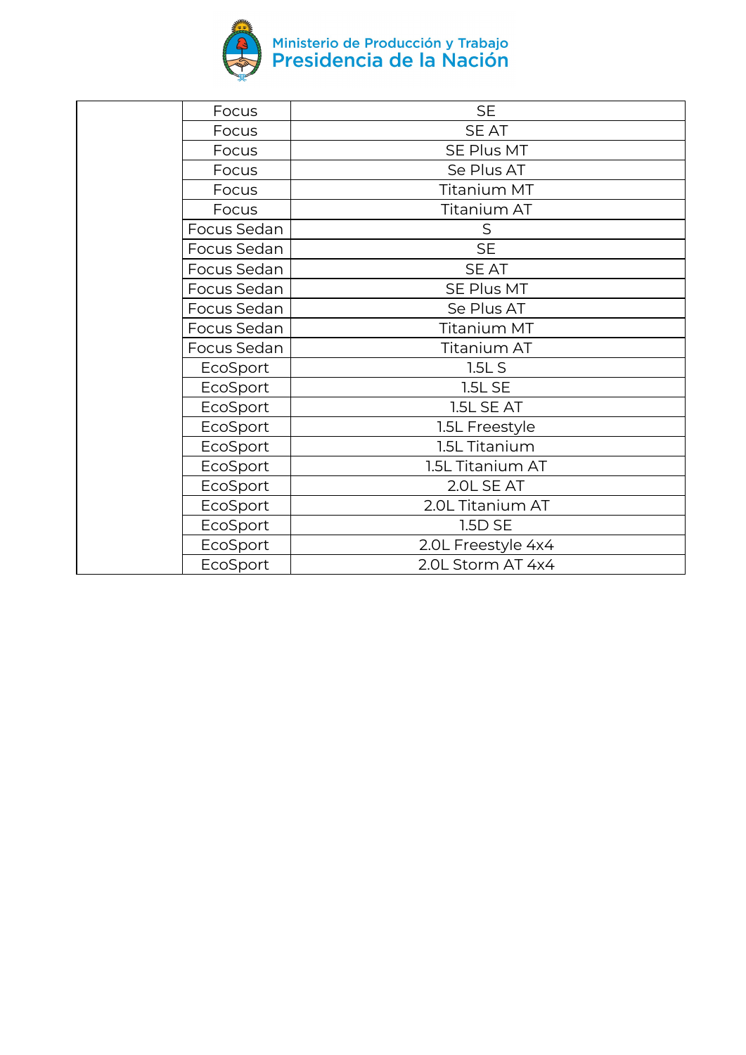| | | |
|---|---|---|
| | Focus | SE |
| | Focus | SE AT |
| | Focus | SE Plus MT |
| | Focus | Se Plus AT |
| | Focus | Titanium MT |
| | Focus | Titanium AT |
| | Focus Sedan | S |
| | Focus Sedan | SE |
| | Focus Sedan | SE AT |
| | Focus Sedan | SE Plus MT |
| | Focus Sedan | Se Plus AT |
| | Focus Sedan | Titanium MT |
| | Focus Sedan | Titanium AT |
| | EcoSport | 1.5L S |
| | EcoSport | 1.5L SE |
| | EcoSport | 1.5L SE AT |
| | EcoSport | 1.5L Freestyle |
| | EcoSport | 1.5L Titanium |
| | EcoSport | 1.5L Titanium AT |
| | EcoSport | 2.0L SE AT |
| | EcoSport | 2.0L Titanium AT |
| | EcoSport | 1.5D SE |
| | EcoSport | 2.0L Freestyle 4x4 |
| | EcoSport | 2.0L Storm AT 4x4 |